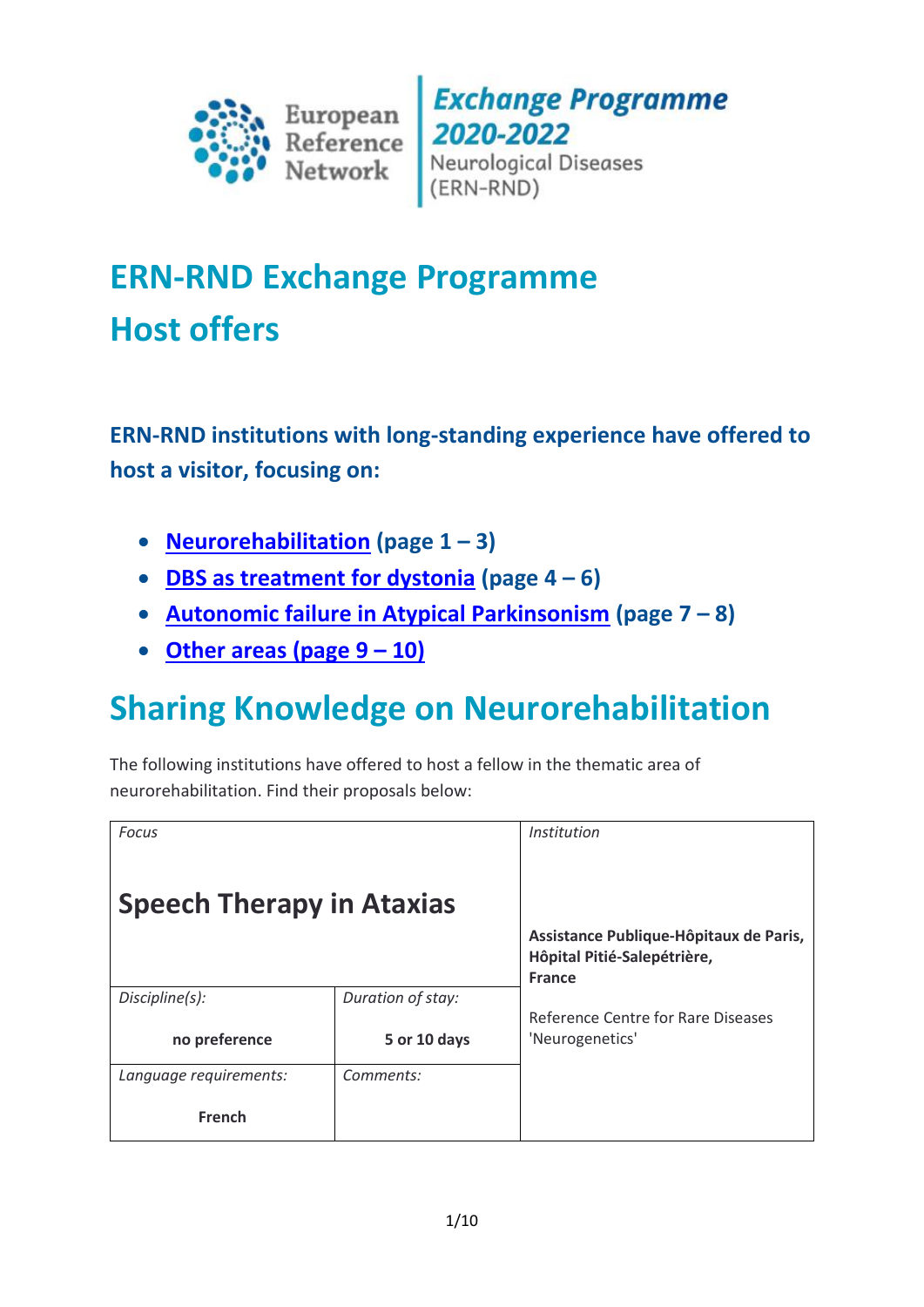European Reference Network

**Exchange Programme 2020-2022**
Neurological Diseases (ERN-RND)

# ERN-RND Exchange Programme
# Host offers

### ERN-RND institutions with long-standing experience have offered to host a visitor, focusing on:

- **Neurorehabilitation (page 1 – 3)**
- **DBS as treatment for dystonia (page 4 – 6)**
- **Autonomic failure in Atypical Parkinsonism (page 7 – 8)**
- **Other areas (page 9 – 10)**

# Sharing Knowledge on Neurorehabilitation

The following institutions have offered to host a fellow in the thematic area of neurorehabilitation. Find their proposals below:

| *Focus* | | *Institution* |
|---|---|---|
| **Speech Therapy in Ataxias** | | **Assistance Publique-Hôpitaux de Paris, Hôpital Pitié-Salepétrière, France**<br><br>Reference Centre for Rare Diseases 'Neurogenetics' |
| *Discipline(s):*<br>**no preference** | *Duration of stay:*<br>**5 or 10 days** | |
| *Language requirements:*<br>**French** | *Comments:* | |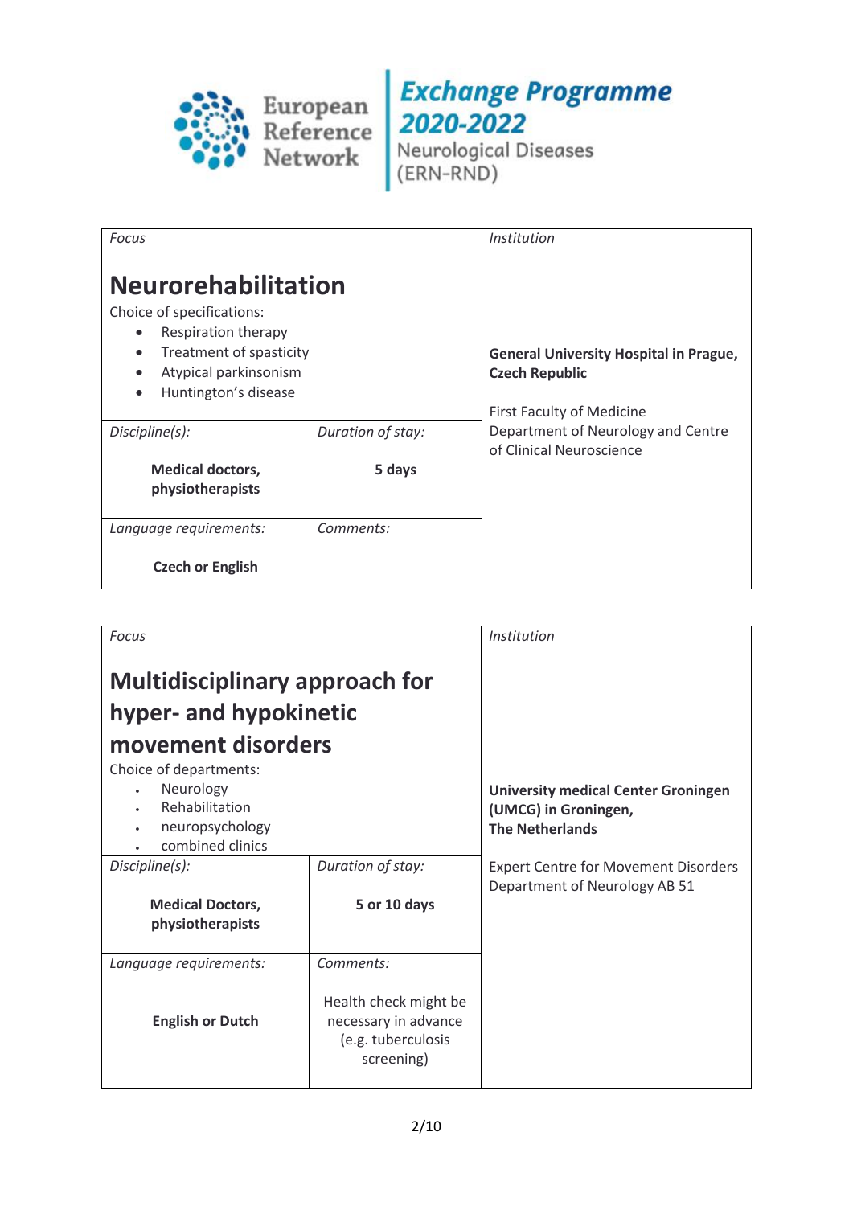European Reference Network

**Exchange Programme 2020-2022**
Neurological Diseases (ERN-RND)

| *Focus* | | *Institution* |
|---|---|---|
| **Neurorehabilitation**<br>Choice of specifications:<br>• Respiration therapy<br>• Treatment of spasticity<br>• Atypical parkinsonism<br>• Huntington's disease | | **General University Hospital in Prague, Czech Republic**<br><br>First Faculty of Medicine Department of Neurology and Centre of Clinical Neuroscience |
| *Discipline(s):*<br>**Medical doctors, physiotherapists** | *Duration of stay:*<br>**5 days** | |
| *Language requirements:*<br>**Czech or English** | *Comments:* | |

| *Focus* | | *Institution* |
|---|---|---|
| **Multidisciplinary approach for hyper- and hypokinetic movement disorders**<br>Choice of departments:<br>• Neurology<br>• Rehabilitation<br>• neuropsychology<br>• combined clinics | | **University medical Center Groningen (UMCG) in Groningen, The Netherlands**<br><br>Expert Centre for Movement Disorders Department of Neurology AB 51 |
| *Discipline(s):*<br>**Medical Doctors, physiotherapists** | *Duration of stay:*<br>**5 or 10 days** | |
| *Language requirements:*<br>**English or Dutch** | *Comments:*<br>Health check might be necessary in advance (e.g. tuberculosis screening) | |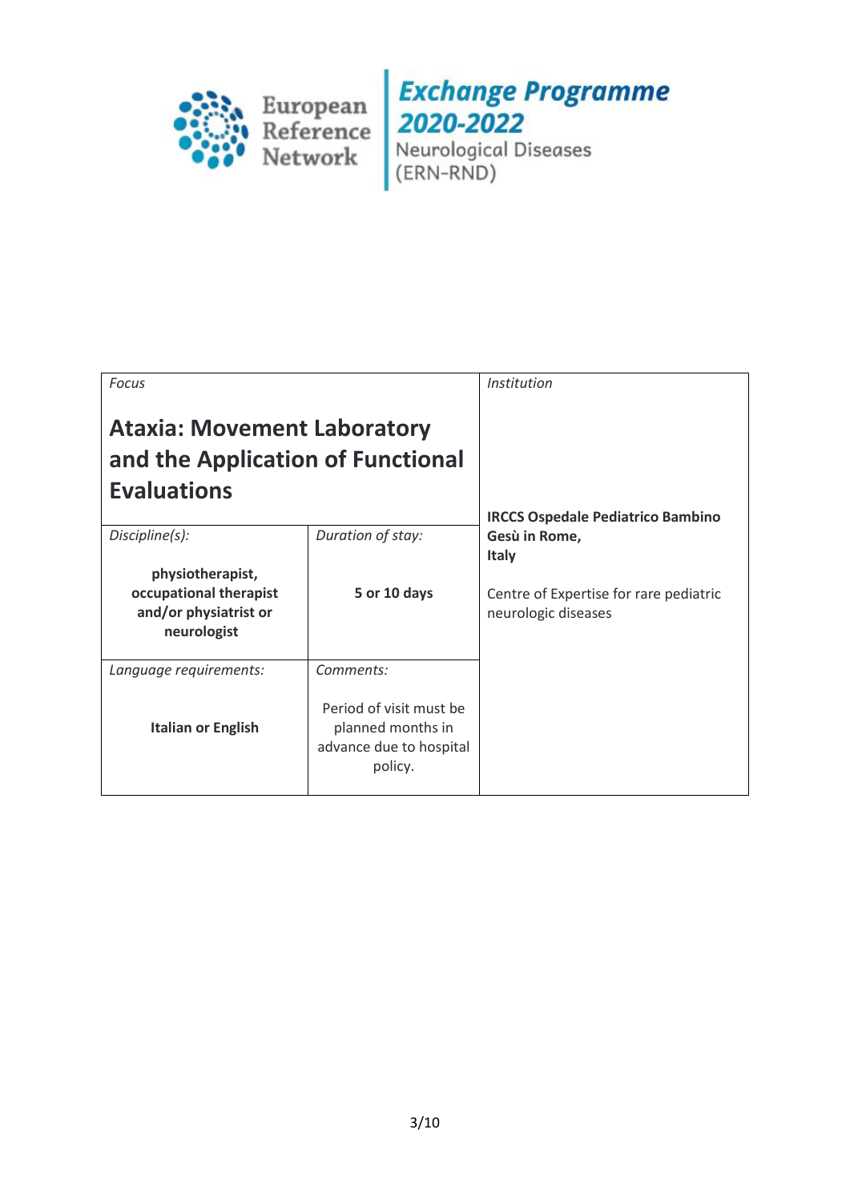European Reference Network

**Exchange Programme 2020-2022**
Neurological Diseases (ERN-RND)

| *Focus* | | *Institution* |
|---|---|---|
| **Ataxia: Movement Laboratory and the Application of Functional Evaluations** | | **IRCCS Ospedale Pediatrico Bambino Gesù in Rome, Italy**<br><br>Centre of Expertise for rare pediatric neurologic diseases |
| *Discipline(s):*<br><br>**physiotherapist, occupational therapist and/or physiatrist or neurologist** | *Duration of stay:*<br><br>**5 or 10 days** | |
| *Language requirements:*<br><br>**Italian or English** | *Comments:*<br><br>Period of visit must be planned months in advance due to hospital policy. | |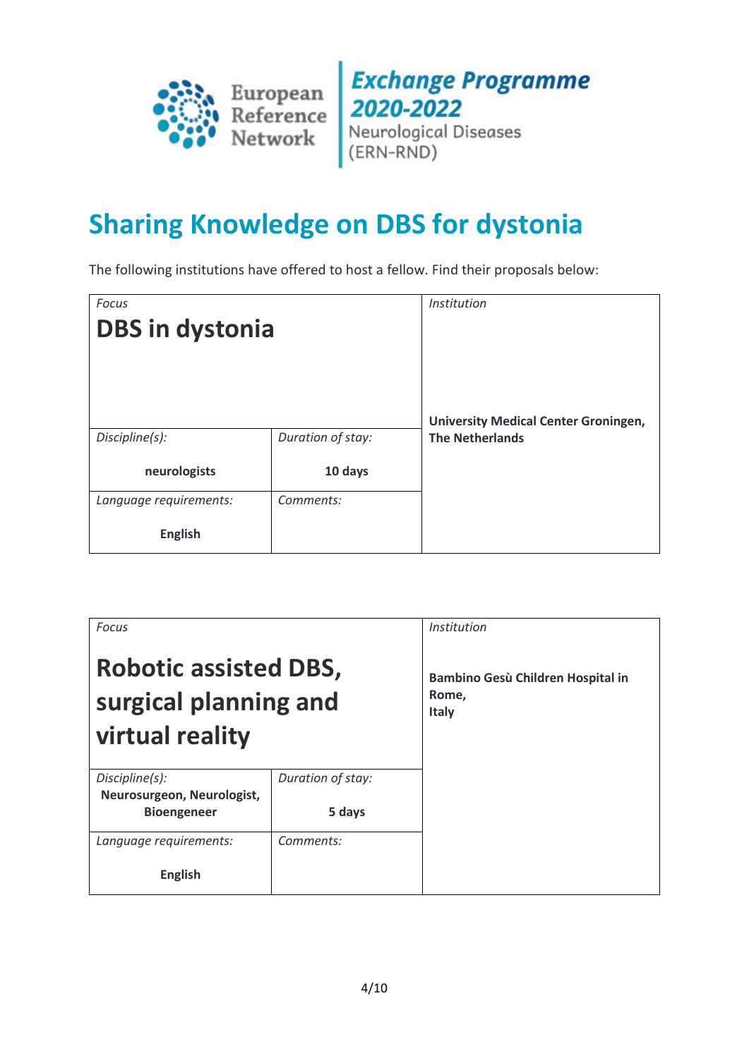European Reference Network

***Exchange Programme 2020-2022***
Neurological Diseases (ERN-RND)

# Sharing Knowledge on DBS for dystonia

The following institutions have offered to host a fellow. Find their proposals below:

| *Focus* | | *Institution* |
|---|---|---|
| **DBS in dystonia** | | **University Medical Center Groningen, The Netherlands** |
| *Discipline(s):* **neurologists** | *Duration of stay:* **10 days** | |
| *Language requirements:* **English** | *Comments:* | |

| *Focus* | | *Institution* |
|---|---|---|
| **Robotic assisted DBS, surgical planning and virtual reality** | | **Bambino Gesù Children Hospital in Rome, Italy** |
| *Discipline(s):* **Neurosurgeon, Neurologist, Bioengeneer** | *Duration of stay:* **5 days** | |
| *Language requirements:* **English** | *Comments:* | |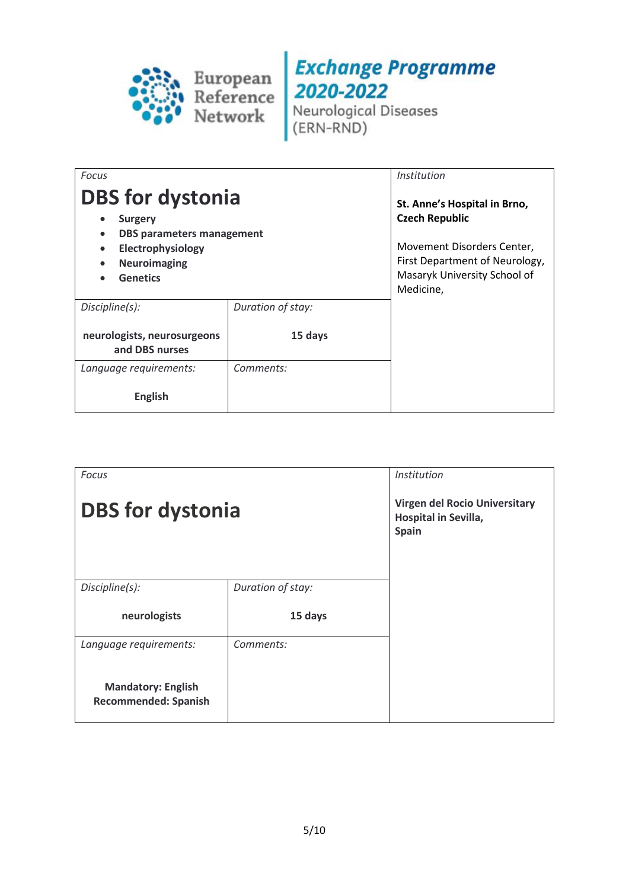European Reference Network

**Exchange Programme 2020-2022**
Neurological Diseases (ERN-RND)

| *Focus* | | *Institution* |
|---|---|---|
| **DBS for dystonia**<br>• **Surgery**<br>• **DBS parameters management**<br>• **Electrophysiology**<br>• **Neuroimaging**<br>• **Genetics** | | **St. Anne's Hospital in Brno, Czech Republic**<br><br>Movement Disorders Center, First Department of Neurology, Masaryk University School of Medicine, |
| *Discipline(s):*<br>**neurologists, neurosurgeons and DBS nurses** | *Duration of stay:*<br>**15 days** | |
| *Language requirements:*<br>**English** | *Comments:* | |

| *Focus* | | *Institution* |
|---|---|---|
| **DBS for dystonia** | | **Virgen del Rocio Universitary Hospital in Sevilla, Spain** |
| *Discipline(s):*<br>**neurologists** | *Duration of stay:*<br>**15 days** | |
| *Language requirements:*<br>**Mandatory: English**<br>**Recommended: Spanish** | *Comments:* | |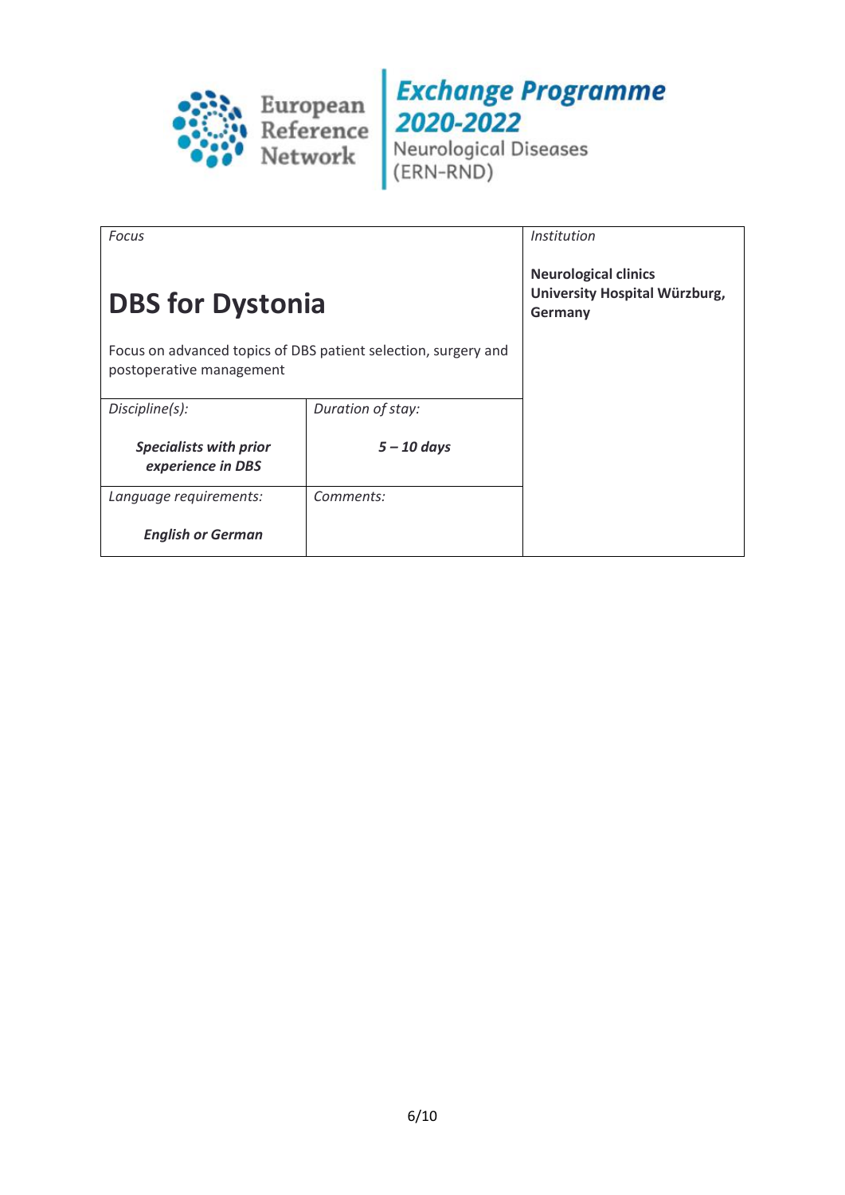European Reference Network

**Exchange Programme 2020-2022**
Neurological Diseases (ERN-RND)

| *Focus* | | *Institution* |
|---|---|---|
| **DBS for Dystonia**<br><br>Focus on advanced topics of DBS patient selection, surgery and postoperative management | | **Neurological clinics University Hospital Würzburg, Germany** |
| *Discipline(s):*<br><br>***Specialists with prior experience in DBS*** | *Duration of stay:*<br><br>***5 – 10 days*** | |
| *Language requirements:*<br><br>***English or German*** | *Comments:* | |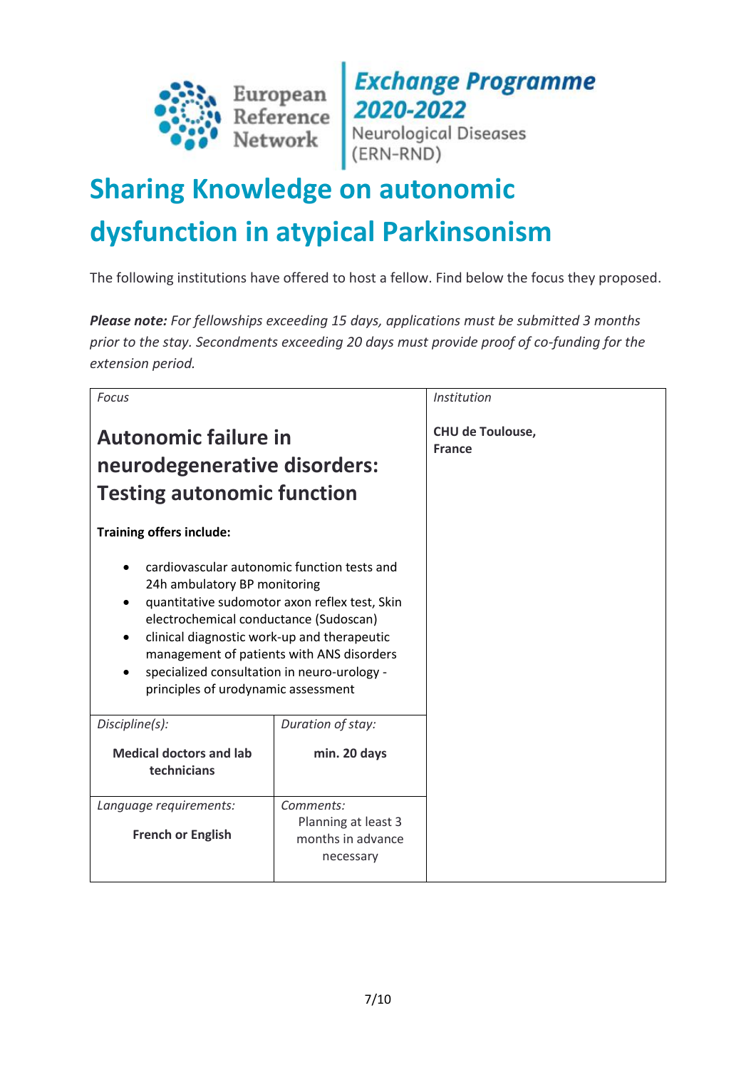European Reference Network

**Exchange Programme 2020-2022**
Neurological Diseases (ERN-RND)

# Sharing Knowledge on autonomic dysfunction in atypical Parkinsonism

The following institutions have offered to host a fellow. Find below the focus they proposed.

***Please note:*** *For fellowships exceeding 15 days, applications must be submitted 3 months prior to the stay. Secondments exceeding 20 days must provide proof of co-funding for the extension period.*

| *Focus* | | *Institution* |
|---|---|---|
| **Autonomic failure in neurodegenerative disorders: Testing autonomic function**<br><br>**Training offers include:**<br>• cardiovascular autonomic function tests and 24h ambulatory BP monitoring<br>• quantitative sudomotor axon reflex test, Skin electrochemical conductance (Sudoscan)<br>• clinical diagnostic work-up and therapeutic management of patients with ANS disorders<br>• specialized consultation in neuro-urology - principles of urodynamic assessment | | **CHU de Toulouse, France** |
| *Discipline(s):*<br>**Medical doctors and lab technicians** | *Duration of stay:*<br>**min. 20 days** | |
| *Language requirements:*<br>**French or English** | *Comments:*<br>Planning at least 3 months in advance necessary | |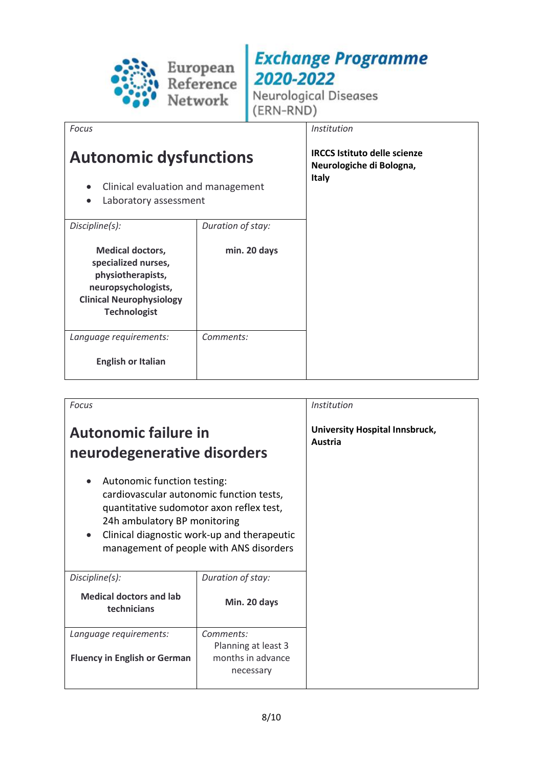European Reference Network

**Exchange Programme 2020-2022**

Neurological Diseases (ERN-RND)

| *Focus* | | *Institution* |
|---|---|---|
| **Autonomic dysfunctions**<br>• Clinical evaluation and management<br>• Laboratory assessment | | **IRCCS Istituto delle scienze Neurologiche di Bologna, Italy** |
| *Discipline(s):*<br>**Medical doctors, specialized nurses, physiotherapists, neuropsychologists, Clinical Neurophysiology Technologist** | *Duration of stay:*<br>**min. 20 days** | |
| *Language requirements:*<br>**English or Italian** | *Comments:* | |

| *Focus* | | *Institution* |
|---|---|---|
| **Autonomic failure in neurodegenerative disorders**<br>• Autonomic function testing: cardiovascular autonomic function tests, quantitative sudomotor axon reflex test, 24h ambulatory BP monitoring<br>• Clinical diagnostic work-up and therapeutic management of people with ANS disorders | | **University Hospital Innsbruck, Austria** |
| *Discipline(s):*<br>**Medical doctors and lab technicians** | *Duration of stay:*<br>**Min. 20 days** | |
| *Language requirements:*<br>**Fluency in English or German** | *Comments:*<br>Planning at least 3 months in advance necessary | |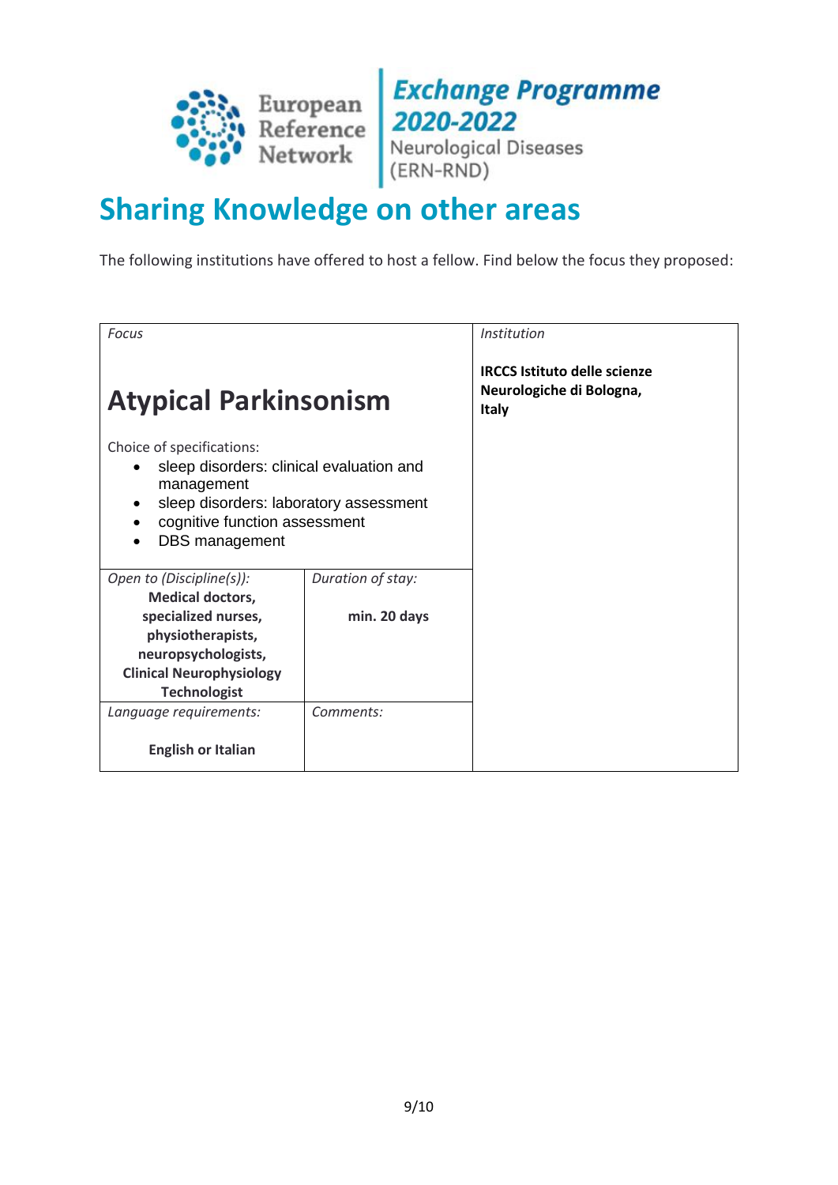# Sharing Knowledge on other areas

The following institutions have offered to host a fellow. Find below the focus they proposed:

| *Focus* | | *Institution* |
|---|---|---|
| **Atypical Parkinsonism**<br><br>Choice of specifications:<br>• sleep disorders: clinical evaluation and management<br>• sleep disorders: laboratory assessment<br>• cognitive function assessment<br>• DBS management | | **IRCCS Istituto delle scienze Neurologiche di Bologna, Italy** |
| *Open to (Discipline(s)):*<br>**Medical doctors, specialized nurses, physiotherapists, neuropsychologists, Clinical Neurophysiology Technologist** | *Duration of stay:*<br>**min. 20 days** | |
| *Language requirements:*<br>**English or Italian** | *Comments:* | |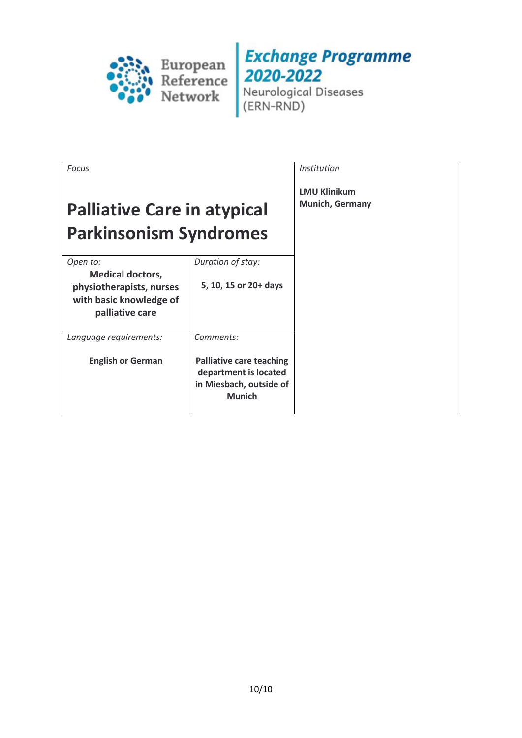European Reference Network

**Exchange Programme 2020-2022**

Neurological Diseases (ERN-RND)

| | | |
|---|---|---|
| *Focus*<br><br>**Palliative Care in atypical Parkinsonism Syndromes** | | *Institution*<br><br>**LMU Klinikum Munich, Germany** |
| *Open to:*<br>**Medical doctors, physiotherapists, nurses with basic knowledge of palliative care** | *Duration of stay:*<br>**5, 10, 15 or 20+ days** | |
| *Language requirements:*<br>**English or German** | *Comments:*<br>**Palliative care teaching department is located in Miesbach, outside of Munich** | |